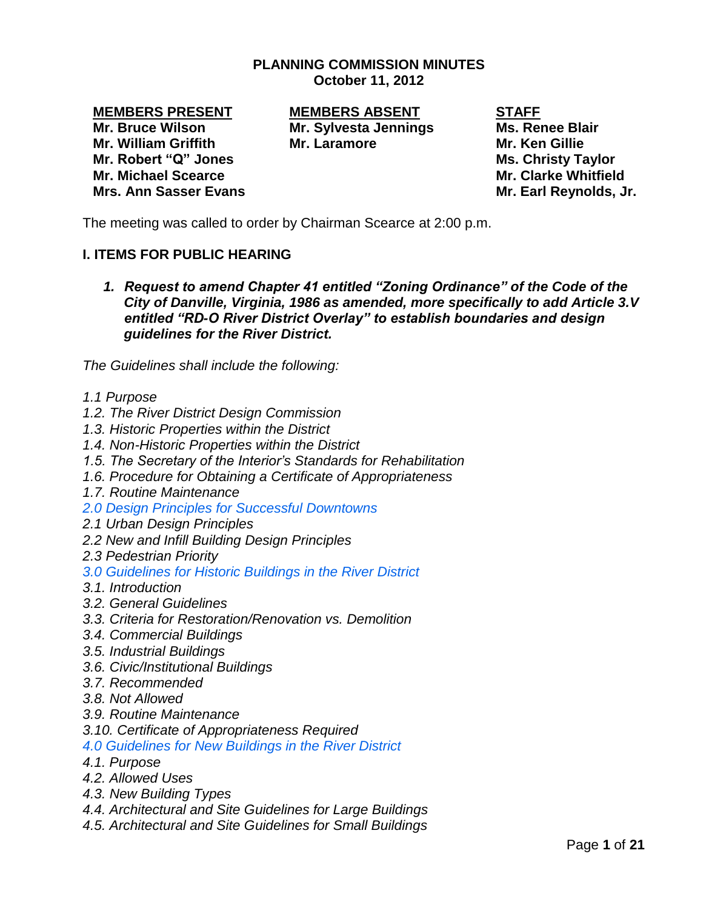**PLANNING COMMISSION MINUTES**
**October 11, 2012**

| MEMBERS PRESENT | MEMBERS ABSENT | STAFF |
|---|---|---|
| Mr. Bruce Wilson | Mr. Sylvesta Jennings | Ms. Renee Blair |
| Mr. William Griffith | Mr. Laramore | Mr. Ken Gillie |
| Mr. Robert "Q" Jones | | Ms. Christy Taylor |
| Mr. Michael Scearce | | Mr. Clarke Whitfield |
| Mrs. Ann Sasser Evans | | Mr. Earl Reynolds, Jr. |

The meeting was called to order by Chairman Scearce at 2:00 p.m.

## I. ITEMS FOR PUBLIC HEARING

1. ***Request to amend Chapter 41 entitled "Zoning Ordinance" of the Code of the City of Danville, Virginia, 1986 as amended, more specifically to add Article 3.V entitled "RD-O River District Overlay" to establish boundaries and design guidelines for the River District.***

*The Guidelines shall include the following:*

*1.1 Purpose*
*1.2. The River District Design Commission*
*1.3. Historic Properties within the District*
*1.4. Non-Historic Properties within the District*
*1.5. The Secretary of the Interior's Standards for Rehabilitation*
*1.6. Procedure for Obtaining a Certificate of Appropriateness*
*1.7. Routine Maintenance*
*2.0 Design Principles for Successful Downtowns*
*2.1 Urban Design Principles*
*2.2 New and Infill Building Design Principles*
*2.3 Pedestrian Priority*
*3.0 Guidelines for Historic Buildings in the River District*
*3.1. Introduction*
*3.2. General Guidelines*
*3.3. Criteria for Restoration/Renovation vs. Demolition*
*3.4. Commercial Buildings*
*3.5. Industrial Buildings*
*3.6. Civic/Institutional Buildings*
*3.7. Recommended*
*3.8. Not Allowed*
*3.9. Routine Maintenance*
*3.10. Certificate of Appropriateness Required*
*4.0 Guidelines for New Buildings in the River District*
*4.1. Purpose*
*4.2. Allowed Uses*
*4.3. New Building Types*
*4.4. Architectural and Site Guidelines for Large Buildings*
*4.5. Architectural and Site Guidelines for Small Buildings*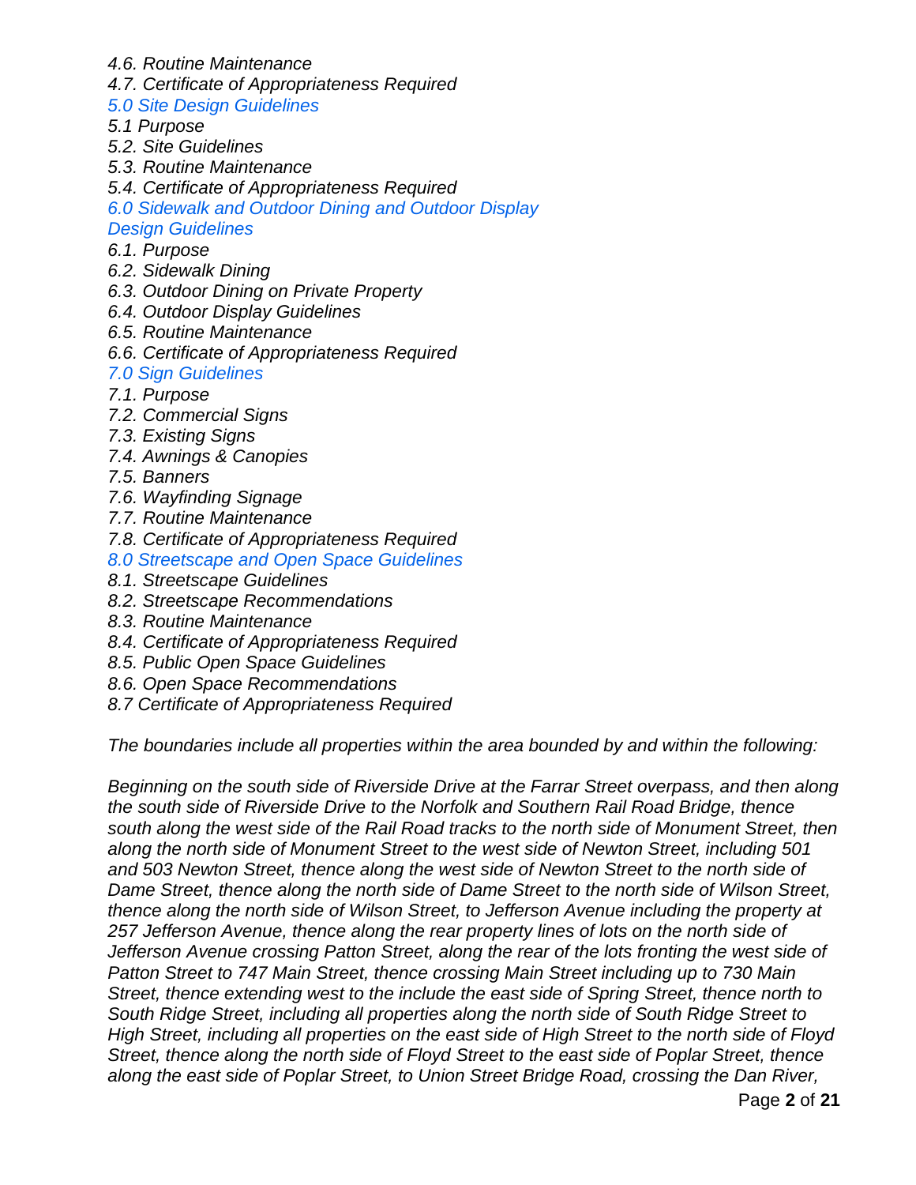*4.6. Routine Maintenance*
*4.7. Certificate of Appropriateness Required*
*5.0 Site Design Guidelines*
*5.1 Purpose*
*5.2. Site Guidelines*
*5.3. Routine Maintenance*
*5.4. Certificate of Appropriateness Required*
*6.0 Sidewalk and Outdoor Dining and Outdoor Display Design Guidelines*
*6.1. Purpose*
*6.2. Sidewalk Dining*
*6.3. Outdoor Dining on Private Property*
*6.4. Outdoor Display Guidelines*
*6.5. Routine Maintenance*
*6.6. Certificate of Appropriateness Required*
*7.0 Sign Guidelines*
*7.1. Purpose*
*7.2. Commercial Signs*
*7.3. Existing Signs*
*7.4. Awnings & Canopies*
*7.5. Banners*
*7.6. Wayfinding Signage*
*7.7. Routine Maintenance*
*7.8. Certificate of Appropriateness Required*
*8.0 Streetscape and Open Space Guidelines*
*8.1. Streetscape Guidelines*
*8.2. Streetscape Recommendations*
*8.3. Routine Maintenance*
*8.4. Certificate of Appropriateness Required*
*8.5. Public Open Space Guidelines*
*8.6. Open Space Recommendations*
*8.7 Certificate of Appropriateness Required*

*The boundaries include all properties within the area bounded by and within the following:*

*Beginning on the south side of Riverside Drive at the Farrar Street overpass, and then along the south side of Riverside Drive to the Norfolk and Southern Rail Road Bridge, thence south along the west side of the Rail Road tracks to the north side of Monument Street, then along the north side of Monument Street to the west side of Newton Street, including 501 and 503 Newton Street, thence along the west side of Newton Street to the north side of Dame Street, thence along the north side of Dame Street to the north side of Wilson Street, thence along the north side of Wilson Street, to Jefferson Avenue including the property at 257 Jefferson Avenue, thence along the rear property lines of lots on the north side of Jefferson Avenue crossing Patton Street, along the rear of the lots fronting the west side of Patton Street to 747 Main Street, thence crossing Main Street including up to 730 Main Street, thence extending west to the include the east side of Spring Street, thence north to South Ridge Street, including all properties along the north side of South Ridge Street to High Street, including all properties on the east side of High Street to the north side of Floyd Street, thence along the north side of Floyd Street to the east side of Poplar Street, thence along the east side of Poplar Street, to Union Street Bridge Road, crossing the Dan River,*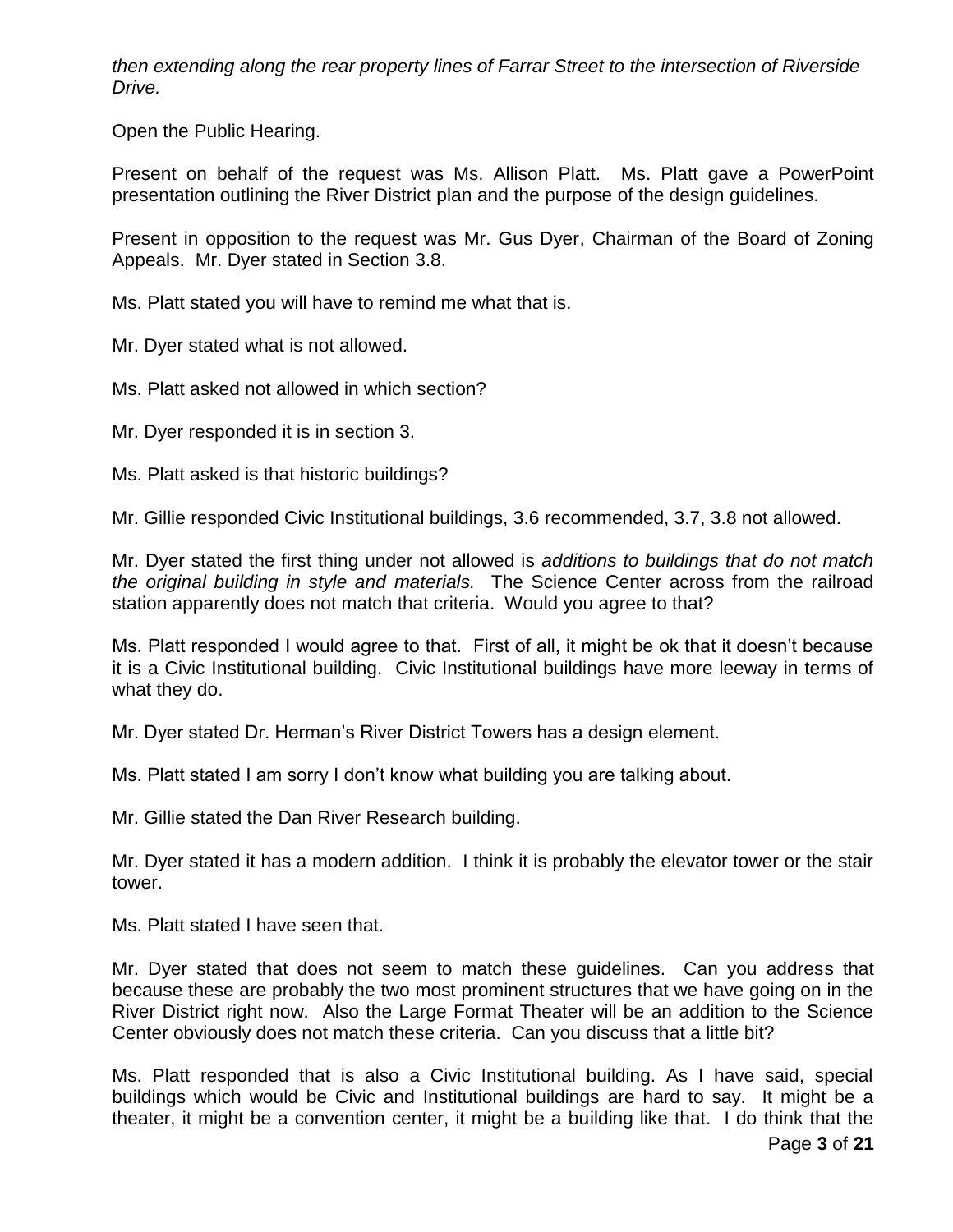*then extending along the rear property lines of Farrar Street to the intersection of Riverside Drive.*

Open the Public Hearing.

Present on behalf of the request was Ms. Allison Platt. Ms. Platt gave a PowerPoint presentation outlining the River District plan and the purpose of the design guidelines.

Present in opposition to the request was Mr. Gus Dyer, Chairman of the Board of Zoning Appeals. Mr. Dyer stated in Section 3.8.

Ms. Platt stated you will have to remind me what that is.

Mr. Dyer stated what is not allowed.

Ms. Platt asked not allowed in which section?

Mr. Dyer responded it is in section 3.

Ms. Platt asked is that historic buildings?

Mr. Gillie responded Civic Institutional buildings, 3.6 recommended, 3.7, 3.8 not allowed.

Mr. Dyer stated the first thing under not allowed is *additions to buildings that do not match the original building in style and materials.* The Science Center across from the railroad station apparently does not match that criteria. Would you agree to that?

Ms. Platt responded I would agree to that. First of all, it might be ok that it doesn't because it is a Civic Institutional building. Civic Institutional buildings have more leeway in terms of what they do.

Mr. Dyer stated Dr. Herman's River District Towers has a design element.

Ms. Platt stated I am sorry I don't know what building you are talking about.

Mr. Gillie stated the Dan River Research building.

Mr. Dyer stated it has a modern addition. I think it is probably the elevator tower or the stair tower.

Ms. Platt stated I have seen that.

Mr. Dyer stated that does not seem to match these guidelines. Can you address that because these are probably the two most prominent structures that we have going on in the River District right now. Also the Large Format Theater will be an addition to the Science Center obviously does not match these criteria. Can you discuss that a little bit?

Ms. Platt responded that is also a Civic Institutional building. As I have said, special buildings which would be Civic and Institutional buildings are hard to say. It might be a theater, it might be a convention center, it might be a building like that. I do think that the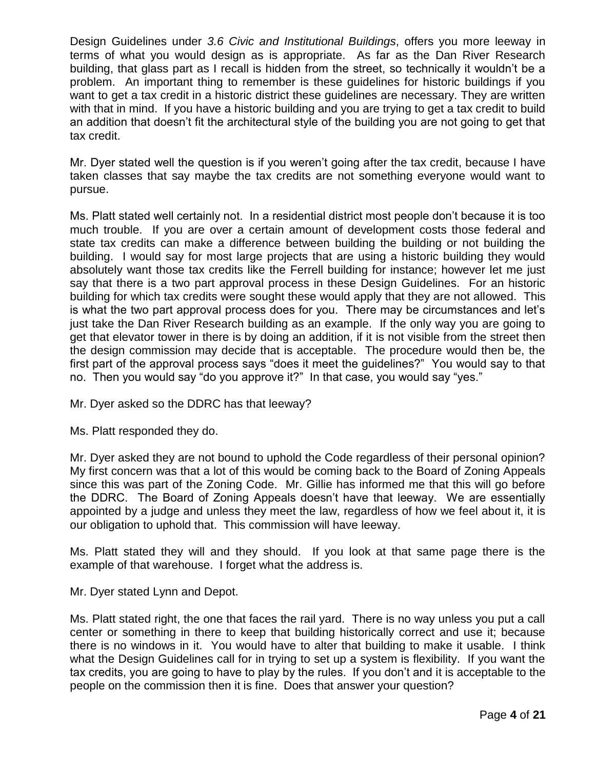Design Guidelines under *3.6 Civic and Institutional Buildings*, offers you more leeway in terms of what you would design as is appropriate. As far as the Dan River Research building, that glass part as I recall is hidden from the street, so technically it wouldn't be a problem. An important thing to remember is these guidelines for historic buildings if you want to get a tax credit in a historic district these guidelines are necessary. They are written with that in mind. If you have a historic building and you are trying to get a tax credit to build an addition that doesn't fit the architectural style of the building you are not going to get that tax credit.

Mr. Dyer stated well the question is if you weren't going after the tax credit, because I have taken classes that say maybe the tax credits are not something everyone would want to pursue.

Ms. Platt stated well certainly not. In a residential district most people don't because it is too much trouble. If you are over a certain amount of development costs those federal and state tax credits can make a difference between building the building or not building the building. I would say for most large projects that are using a historic building they would absolutely want those tax credits like the Ferrell building for instance; however let me just say that there is a two part approval process in these Design Guidelines. For an historic building for which tax credits were sought these would apply that they are not allowed. This is what the two part approval process does for you. There may be circumstances and let's just take the Dan River Research building as an example. If the only way you are going to get that elevator tower in there is by doing an addition, if it is not visible from the street then the design commission may decide that is acceptable. The procedure would then be, the first part of the approval process says "does it meet the guidelines?" You would say to that no. Then you would say "do you approve it?" In that case, you would say "yes."

Mr. Dyer asked so the DDRC has that leeway?

Ms. Platt responded they do.

Mr. Dyer asked they are not bound to uphold the Code regardless of their personal opinion? My first concern was that a lot of this would be coming back to the Board of Zoning Appeals since this was part of the Zoning Code. Mr. Gillie has informed me that this will go before the DDRC. The Board of Zoning Appeals doesn't have that leeway. We are essentially appointed by a judge and unless they meet the law, regardless of how we feel about it, it is our obligation to uphold that. This commission will have leeway.

Ms. Platt stated they will and they should. If you look at that same page there is the example of that warehouse. I forget what the address is.

Mr. Dyer stated Lynn and Depot.

Ms. Platt stated right, the one that faces the rail yard. There is no way unless you put a call center or something in there to keep that building historically correct and use it; because there is no windows in it. You would have to alter that building to make it usable. I think what the Design Guidelines call for in trying to set up a system is flexibility. If you want the tax credits, you are going to have to play by the rules. If you don't and it is acceptable to the people on the commission then it is fine. Does that answer your question?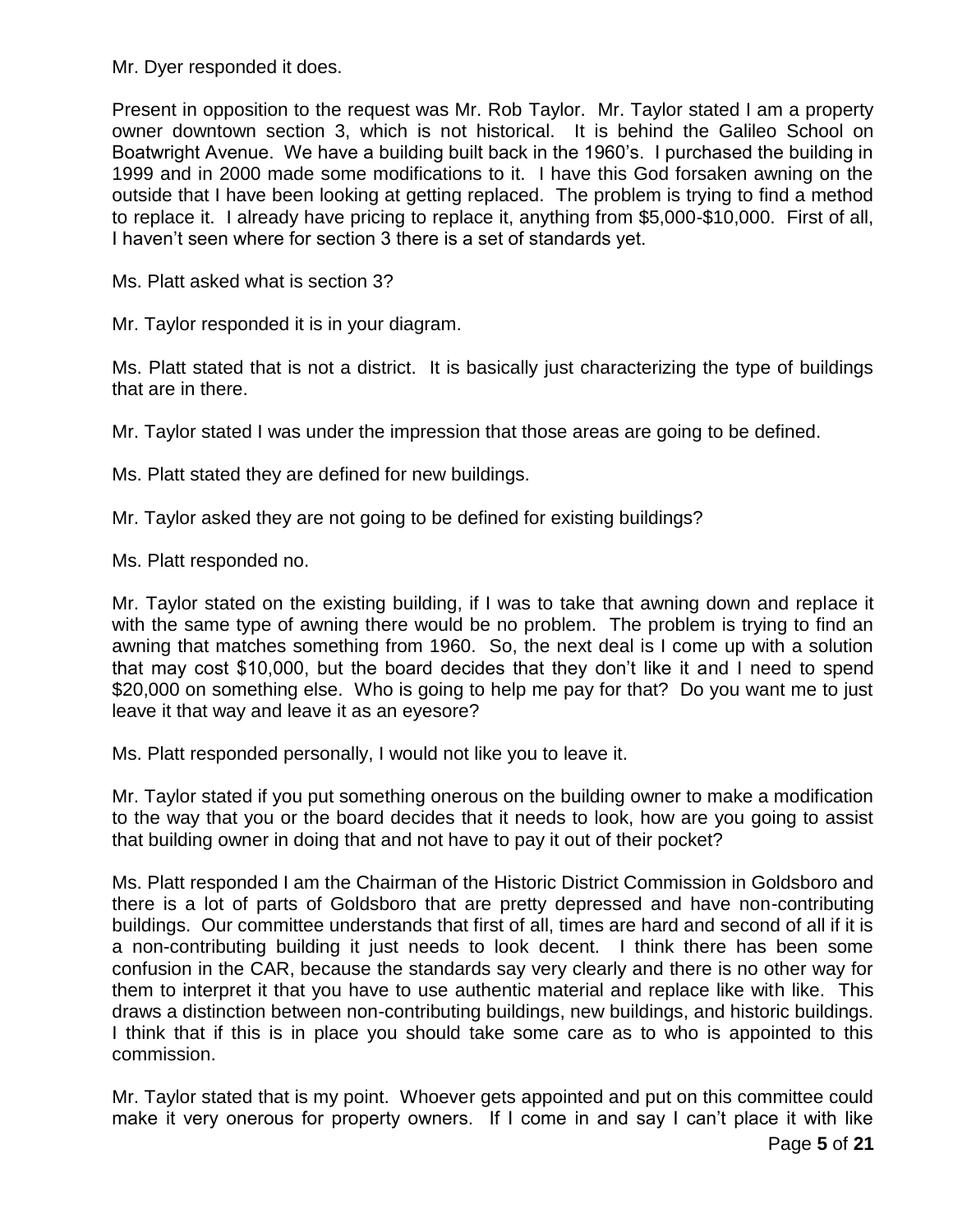Mr. Dyer responded it does.

Present in opposition to the request was Mr. Rob Taylor. Mr. Taylor stated I am a property owner downtown section 3, which is not historical. It is behind the Galileo School on Boatwright Avenue. We have a building built back in the 1960's. I purchased the building in 1999 and in 2000 made some modifications to it. I have this God forsaken awning on the outside that I have been looking at getting replaced. The problem is trying to find a method to replace it. I already have pricing to replace it, anything from $5,000-$10,000. First of all, I haven't seen where for section 3 there is a set of standards yet.

Ms. Platt asked what is section 3?

Mr. Taylor responded it is in your diagram.

Ms. Platt stated that is not a district. It is basically just characterizing the type of buildings that are in there.

Mr. Taylor stated I was under the impression that those areas are going to be defined.

Ms. Platt stated they are defined for new buildings.

Mr. Taylor asked they are not going to be defined for existing buildings?

Ms. Platt responded no.

Mr. Taylor stated on the existing building, if I was to take that awning down and replace it with the same type of awning there would be no problem. The problem is trying to find an awning that matches something from 1960. So, the next deal is I come up with a solution that may cost $10,000, but the board decides that they don't like it and I need to spend $20,000 on something else. Who is going to help me pay for that? Do you want me to just leave it that way and leave it as an eyesore?

Ms. Platt responded personally, I would not like you to leave it.

Mr. Taylor stated if you put something onerous on the building owner to make a modification to the way that you or the board decides that it needs to look, how are you going to assist that building owner in doing that and not have to pay it out of their pocket?

Ms. Platt responded I am the Chairman of the Historic District Commission in Goldsboro and there is a lot of parts of Goldsboro that are pretty depressed and have non-contributing buildings. Our committee understands that first of all, times are hard and second of all if it is a non-contributing building it just needs to look decent. I think there has been some confusion in the CAR, because the standards say very clearly and there is no other way for them to interpret it that you have to use authentic material and replace like with like. This draws a distinction between non-contributing buildings, new buildings, and historic buildings. I think that if this is in place you should take some care as to who is appointed to this commission.

Mr. Taylor stated that is my point. Whoever gets appointed and put on this committee could make it very onerous for property owners. If I come in and say I can't place it with like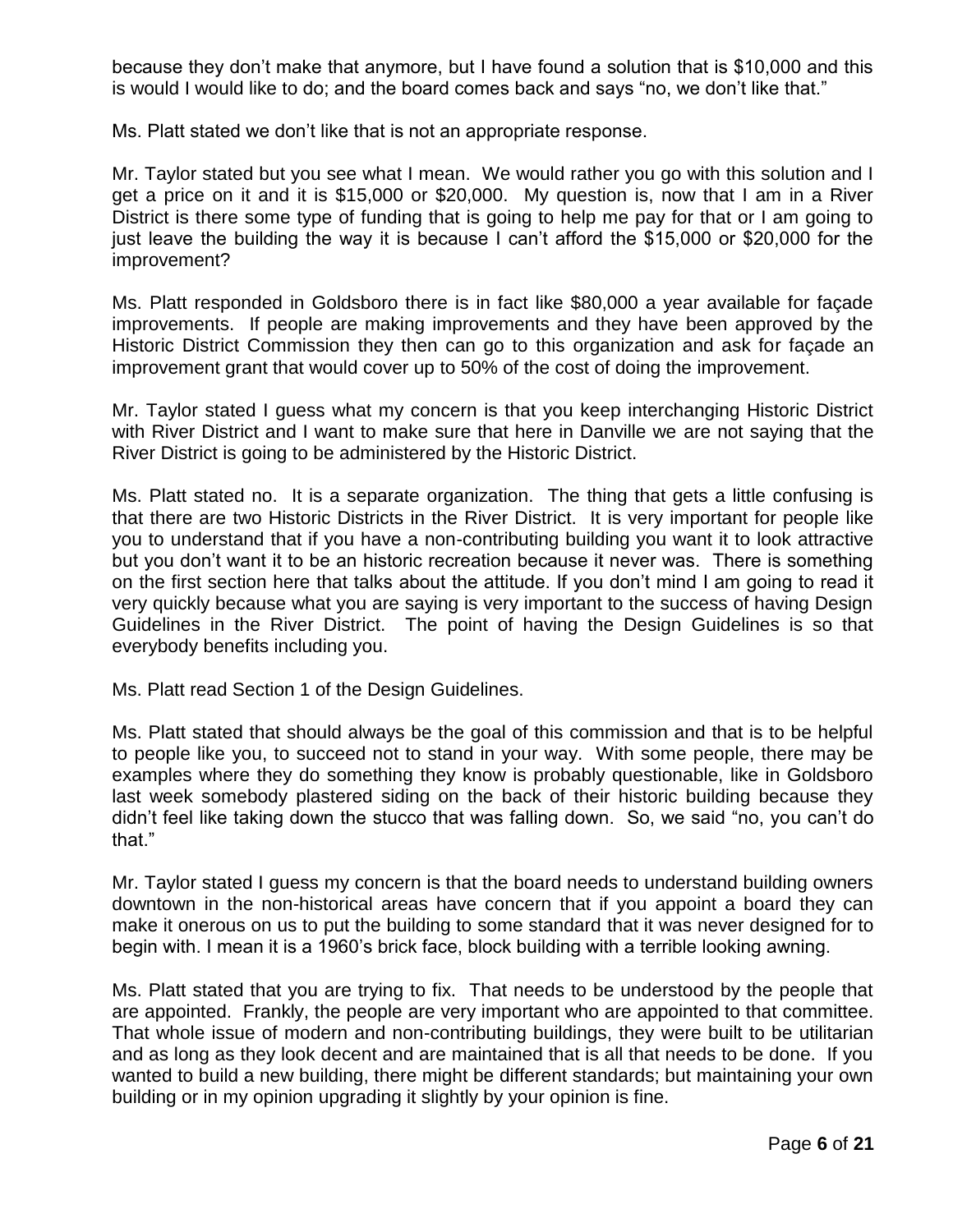because they don't make that anymore, but I have found a solution that is $10,000 and this is would I would like to do; and the board comes back and says "no, we don't like that."

Ms. Platt stated we don't like that is not an appropriate response.

Mr. Taylor stated but you see what I mean. We would rather you go with this solution and I get a price on it and it is $15,000 or $20,000. My question is, now that I am in a River District is there some type of funding that is going to help me pay for that or I am going to just leave the building the way it is because I can't afford the $15,000 or $20,000 for the improvement?

Ms. Platt responded in Goldsboro there is in fact like $80,000 a year available for façade improvements. If people are making improvements and they have been approved by the Historic District Commission they then can go to this organization and ask for façade an improvement grant that would cover up to 50% of the cost of doing the improvement.

Mr. Taylor stated I guess what my concern is that you keep interchanging Historic District with River District and I want to make sure that here in Danville we are not saying that the River District is going to be administered by the Historic District.

Ms. Platt stated no. It is a separate organization. The thing that gets a little confusing is that there are two Historic Districts in the River District. It is very important for people like you to understand that if you have a non-contributing building you want it to look attractive but you don't want it to be an historic recreation because it never was. There is something on the first section here that talks about the attitude. If you don't mind I am going to read it very quickly because what you are saying is very important to the success of having Design Guidelines in the River District. The point of having the Design Guidelines is so that everybody benefits including you.

Ms. Platt read Section 1 of the Design Guidelines.

Ms. Platt stated that should always be the goal of this commission and that is to be helpful to people like you, to succeed not to stand in your way. With some people, there may be examples where they do something they know is probably questionable, like in Goldsboro last week somebody plastered siding on the back of their historic building because they didn't feel like taking down the stucco that was falling down. So, we said "no, you can't do that."

Mr. Taylor stated I guess my concern is that the board needs to understand building owners downtown in the non-historical areas have concern that if you appoint a board they can make it onerous on us to put the building to some standard that it was never designed for to begin with. I mean it is a 1960's brick face, block building with a terrible looking awning.

Ms. Platt stated that you are trying to fix. That needs to be understood by the people that are appointed. Frankly, the people are very important who are appointed to that committee. That whole issue of modern and non-contributing buildings, they were built to be utilitarian and as long as they look decent and are maintained that is all that needs to be done. If you wanted to build a new building, there might be different standards; but maintaining your own building or in my opinion upgrading it slightly by your opinion is fine.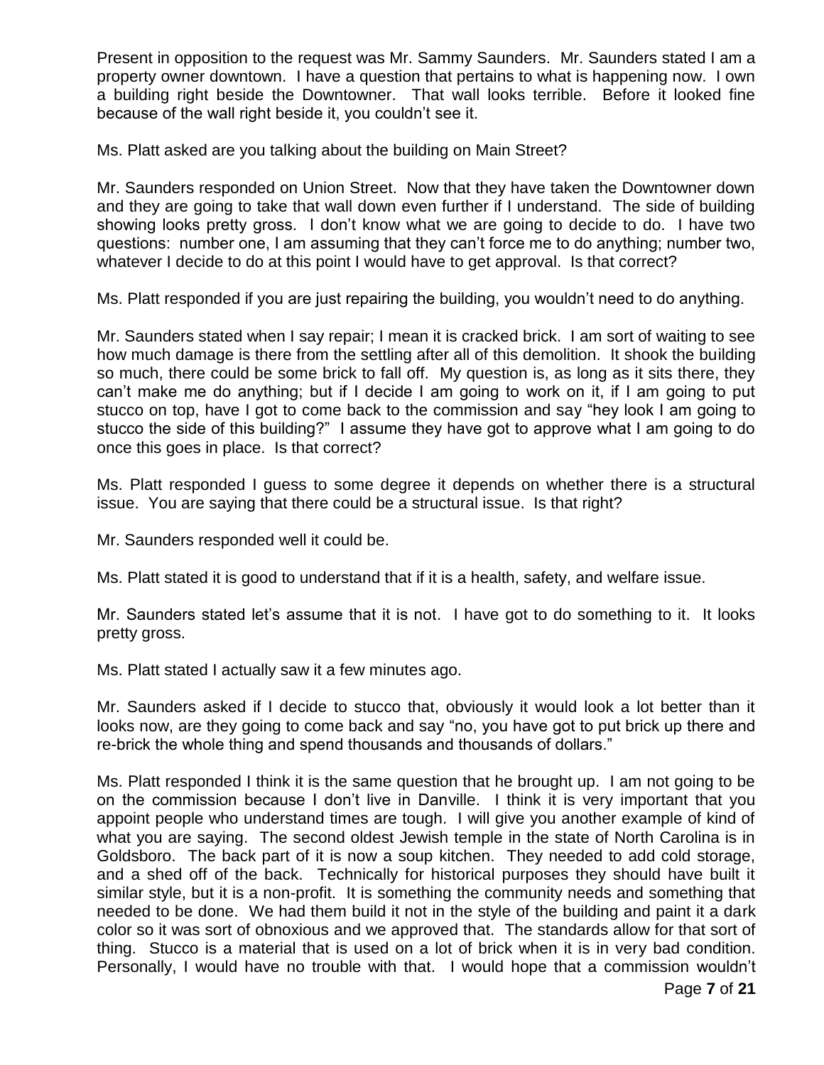Present in opposition to the request was Mr. Sammy Saunders. Mr. Saunders stated I am a property owner downtown. I have a question that pertains to what is happening now. I own a building right beside the Downtowner. That wall looks terrible. Before it looked fine because of the wall right beside it, you couldn't see it.

Ms. Platt asked are you talking about the building on Main Street?

Mr. Saunders responded on Union Street. Now that they have taken the Downtowner down and they are going to take that wall down even further if I understand. The side of building showing looks pretty gross. I don't know what we are going to decide to do. I have two questions: number one, I am assuming that they can't force me to do anything; number two, whatever I decide to do at this point I would have to get approval. Is that correct?

Ms. Platt responded if you are just repairing the building, you wouldn't need to do anything.

Mr. Saunders stated when I say repair; I mean it is cracked brick. I am sort of waiting to see how much damage is there from the settling after all of this demolition. It shook the building so much, there could be some brick to fall off. My question is, as long as it sits there, they can't make me do anything; but if I decide I am going to work on it, if I am going to put stucco on top, have I got to come back to the commission and say "hey look I am going to stucco the side of this building?" I assume they have got to approve what I am going to do once this goes in place. Is that correct?

Ms. Platt responded I guess to some degree it depends on whether there is a structural issue. You are saying that there could be a structural issue. Is that right?

Mr. Saunders responded well it could be.

Ms. Platt stated it is good to understand that if it is a health, safety, and welfare issue.

Mr. Saunders stated let's assume that it is not. I have got to do something to it. It looks pretty gross.

Ms. Platt stated I actually saw it a few minutes ago.

Mr. Saunders asked if I decide to stucco that, obviously it would look a lot better than it looks now, are they going to come back and say "no, you have got to put brick up there and re-brick the whole thing and spend thousands and thousands of dollars."

Ms. Platt responded I think it is the same question that he brought up. I am not going to be on the commission because I don't live in Danville. I think it is very important that you appoint people who understand times are tough. I will give you another example of kind of what you are saying. The second oldest Jewish temple in the state of North Carolina is in Goldsboro. The back part of it is now a soup kitchen. They needed to add cold storage, and a shed off of the back. Technically for historical purposes they should have built it similar style, but it is a non-profit. It is something the community needs and something that needed to be done. We had them build it not in the style of the building and paint it a dark color so it was sort of obnoxious and we approved that. The standards allow for that sort of thing. Stucco is a material that is used on a lot of brick when it is in very bad condition. Personally, I would have no trouble with that. I would hope that a commission wouldn't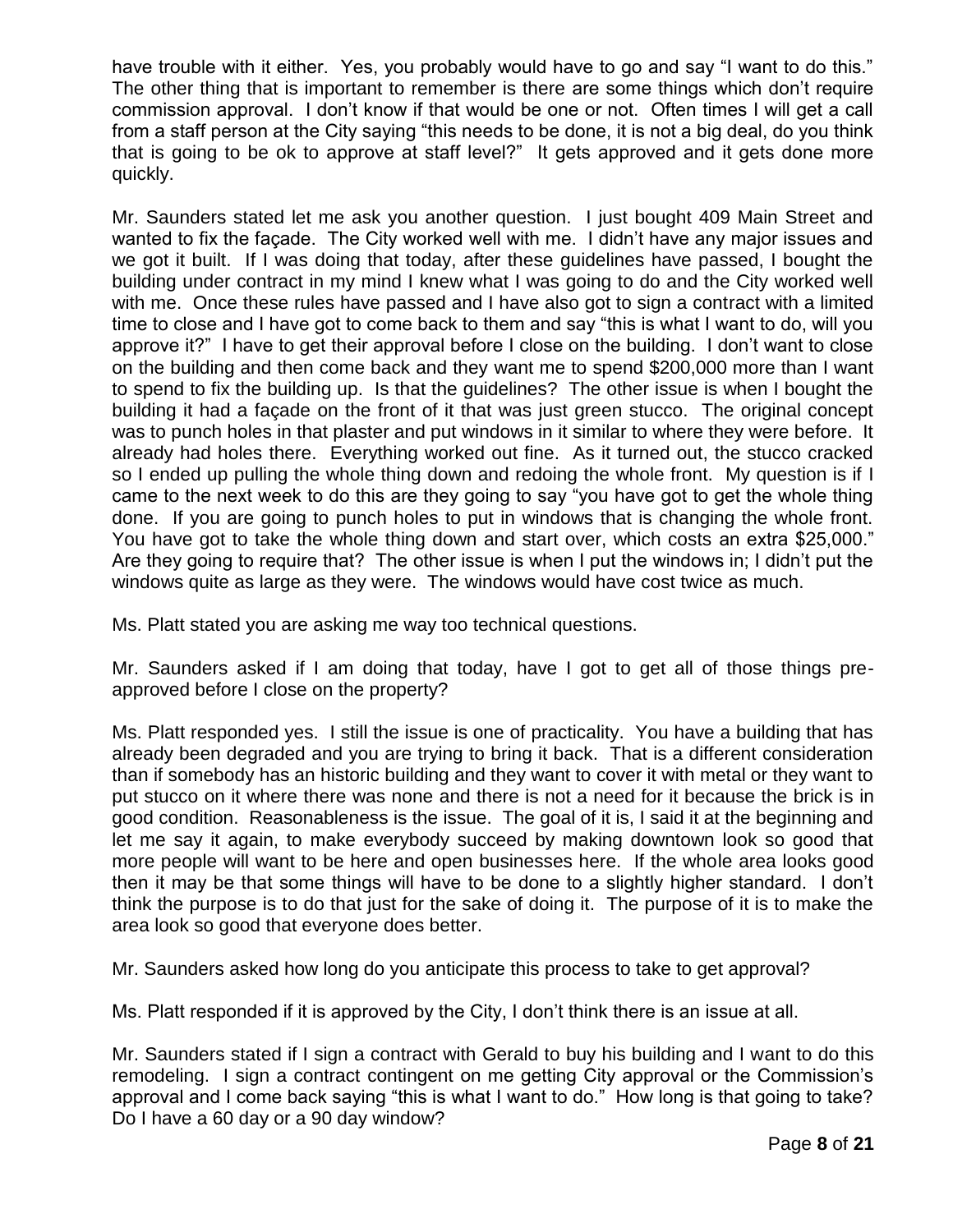have trouble with it either. Yes, you probably would have to go and say "I want to do this." The other thing that is important to remember is there are some things which don't require commission approval. I don't know if that would be one or not. Often times I will get a call from a staff person at the City saying "this needs to be done, it is not a big deal, do you think that is going to be ok to approve at staff level?" It gets approved and it gets done more quickly.

Mr. Saunders stated let me ask you another question. I just bought 409 Main Street and wanted to fix the façade. The City worked well with me. I didn't have any major issues and we got it built. If I was doing that today, after these guidelines have passed, I bought the building under contract in my mind I knew what I was going to do and the City worked well with me. Once these rules have passed and I have also got to sign a contract with a limited time to close and I have got to come back to them and say "this is what I want to do, will you approve it?" I have to get their approval before I close on the building. I don't want to close on the building and then come back and they want me to spend $200,000 more than I want to spend to fix the building up. Is that the guidelines? The other issue is when I bought the building it had a façade on the front of it that was just green stucco. The original concept was to punch holes in that plaster and put windows in it similar to where they were before. It already had holes there. Everything worked out fine. As it turned out, the stucco cracked so I ended up pulling the whole thing down and redoing the whole front. My question is if I came to the next week to do this are they going to say "you have got to get the whole thing done. If you are going to punch holes to put in windows that is changing the whole front. You have got to take the whole thing down and start over, which costs an extra $25,000." Are they going to require that? The other issue is when I put the windows in; I didn't put the windows quite as large as they were. The windows would have cost twice as much.

Ms. Platt stated you are asking me way too technical questions.

Mr. Saunders asked if I am doing that today, have I got to get all of those things pre-approved before I close on the property?

Ms. Platt responded yes. I still the issue is one of practicality. You have a building that has already been degraded and you are trying to bring it back. That is a different consideration than if somebody has an historic building and they want to cover it with metal or they want to put stucco on it where there was none and there is not a need for it because the brick is in good condition. Reasonableness is the issue. The goal of it is, I said it at the beginning and let me say it again, to make everybody succeed by making downtown look so good that more people will want to be here and open businesses here. If the whole area looks good then it may be that some things will have to be done to a slightly higher standard. I don't think the purpose is to do that just for the sake of doing it. The purpose of it is to make the area look so good that everyone does better.

Mr. Saunders asked how long do you anticipate this process to take to get approval?

Ms. Platt responded if it is approved by the City, I don't think there is an issue at all.

Mr. Saunders stated if I sign a contract with Gerald to buy his building and I want to do this remodeling. I sign a contract contingent on me getting City approval or the Commission's approval and I come back saying "this is what I want to do." How long is that going to take? Do I have a 60 day or a 90 day window?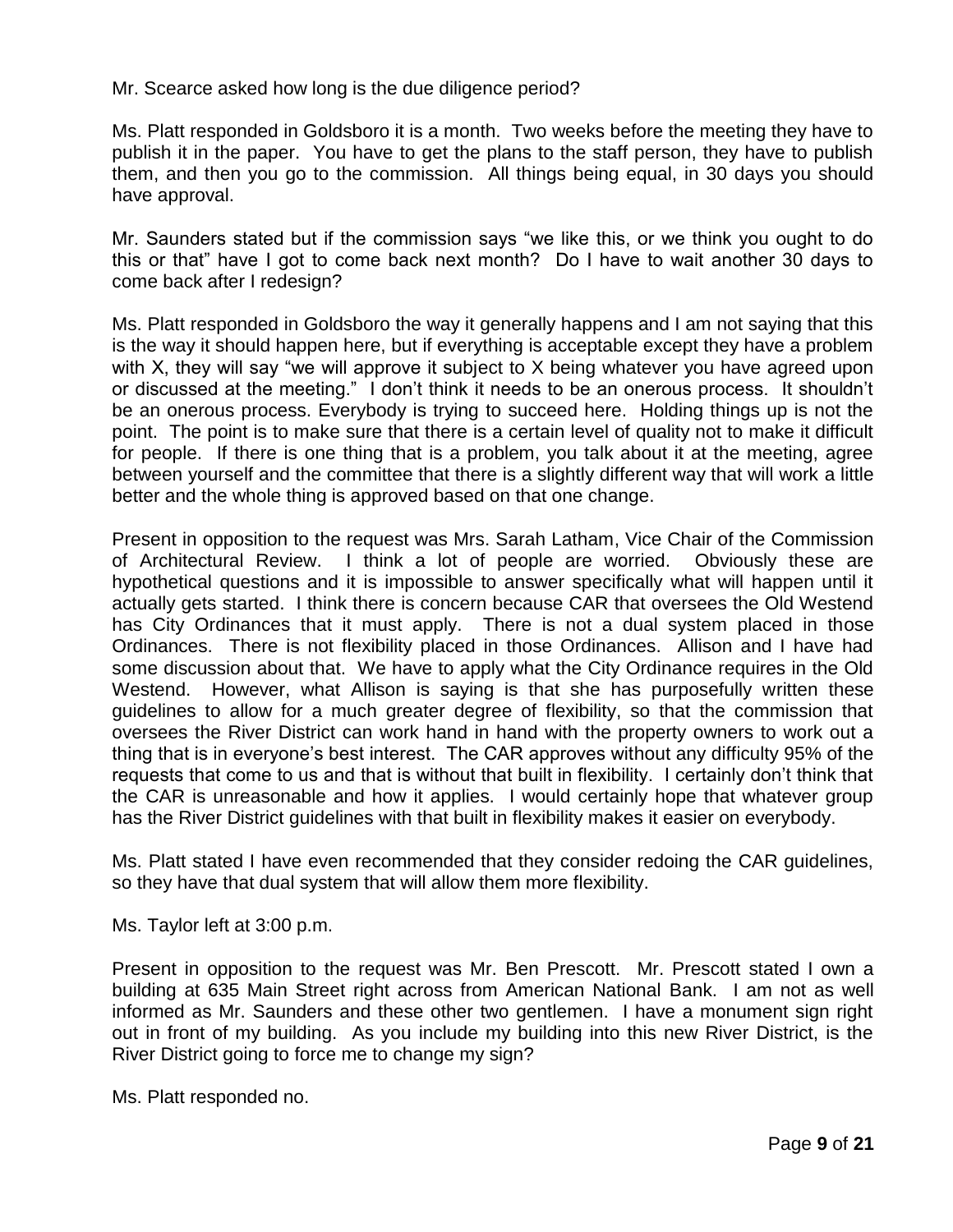Mr. Scearce asked how long is the due diligence period?

Ms. Platt responded in Goldsboro it is a month. Two weeks before the meeting they have to publish it in the paper. You have to get the plans to the staff person, they have to publish them, and then you go to the commission. All things being equal, in 30 days you should have approval.

Mr. Saunders stated but if the commission says "we like this, or we think you ought to do this or that" have I got to come back next month? Do I have to wait another 30 days to come back after I redesign?

Ms. Platt responded in Goldsboro the way it generally happens and I am not saying that this is the way it should happen here, but if everything is acceptable except they have a problem with X, they will say "we will approve it subject to X being whatever you have agreed upon or discussed at the meeting." I don't think it needs to be an onerous process. It shouldn't be an onerous process. Everybody is trying to succeed here. Holding things up is not the point. The point is to make sure that there is a certain level of quality not to make it difficult for people. If there is one thing that is a problem, you talk about it at the meeting, agree between yourself and the committee that there is a slightly different way that will work a little better and the whole thing is approved based on that one change.

Present in opposition to the request was Mrs. Sarah Latham, Vice Chair of the Commission of Architectural Review. I think a lot of people are worried. Obviously these are hypothetical questions and it is impossible to answer specifically what will happen until it actually gets started. I think there is concern because CAR that oversees the Old Westend has City Ordinances that it must apply. There is not a dual system placed in those Ordinances. There is not flexibility placed in those Ordinances. Allison and I have had some discussion about that. We have to apply what the City Ordinance requires in the Old Westend. However, what Allison is saying is that she has purposefully written these guidelines to allow for a much greater degree of flexibility, so that the commission that oversees the River District can work hand in hand with the property owners to work out a thing that is in everyone's best interest. The CAR approves without any difficulty 95% of the requests that come to us and that is without that built in flexibility. I certainly don't think that the CAR is unreasonable and how it applies. I would certainly hope that whatever group has the River District guidelines with that built in flexibility makes it easier on everybody.

Ms. Platt stated I have even recommended that they consider redoing the CAR guidelines, so they have that dual system that will allow them more flexibility.

Ms. Taylor left at 3:00 p.m.

Present in opposition to the request was Mr. Ben Prescott. Mr. Prescott stated I own a building at 635 Main Street right across from American National Bank. I am not as well informed as Mr. Saunders and these other two gentlemen. I have a monument sign right out in front of my building. As you include my building into this new River District, is the River District going to force me to change my sign?

Ms. Platt responded no.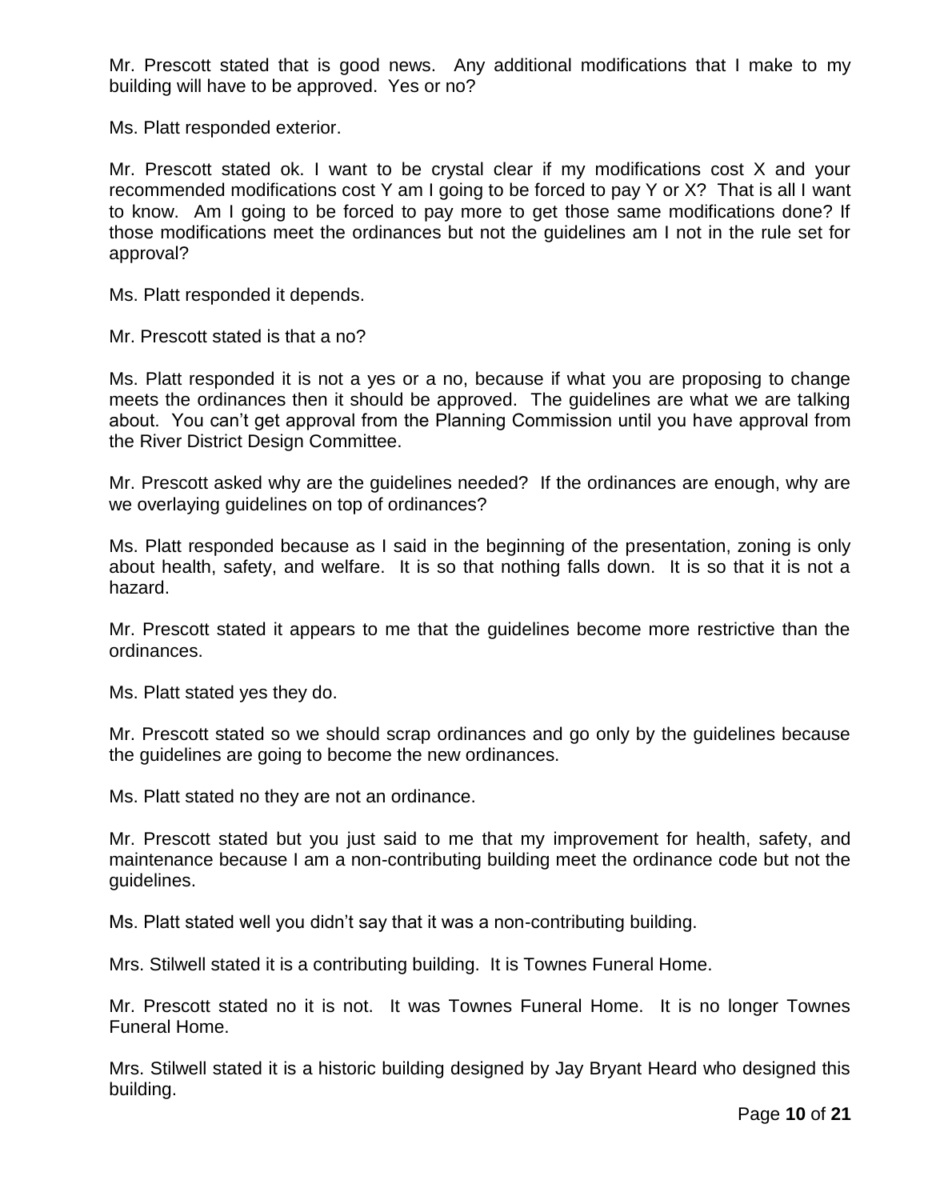Mr. Prescott stated that is good news. Any additional modifications that I make to my building will have to be approved. Yes or no?

Ms. Platt responded exterior.

Mr. Prescott stated ok. I want to be crystal clear if my modifications cost X and your recommended modifications cost Y am I going to be forced to pay Y or X? That is all I want to know. Am I going to be forced to pay more to get those same modifications done? If those modifications meet the ordinances but not the guidelines am I not in the rule set for approval?

Ms. Platt responded it depends.

Mr. Prescott stated is that a no?

Ms. Platt responded it is not a yes or a no, because if what you are proposing to change meets the ordinances then it should be approved. The guidelines are what we are talking about. You can't get approval from the Planning Commission until you have approval from the River District Design Committee.

Mr. Prescott asked why are the guidelines needed? If the ordinances are enough, why are we overlaying guidelines on top of ordinances?

Ms. Platt responded because as I said in the beginning of the presentation, zoning is only about health, safety, and welfare. It is so that nothing falls down. It is so that it is not a hazard.

Mr. Prescott stated it appears to me that the guidelines become more restrictive than the ordinances.

Ms. Platt stated yes they do.

Mr. Prescott stated so we should scrap ordinances and go only by the guidelines because the guidelines are going to become the new ordinances.

Ms. Platt stated no they are not an ordinance.

Mr. Prescott stated but you just said to me that my improvement for health, safety, and maintenance because I am a non-contributing building meet the ordinance code but not the guidelines.

Ms. Platt stated well you didn't say that it was a non-contributing building.

Mrs. Stilwell stated it is a contributing building. It is Townes Funeral Home.

Mr. Prescott stated no it is not. It was Townes Funeral Home. It is no longer Townes Funeral Home.

Mrs. Stilwell stated it is a historic building designed by Jay Bryant Heard who designed this building.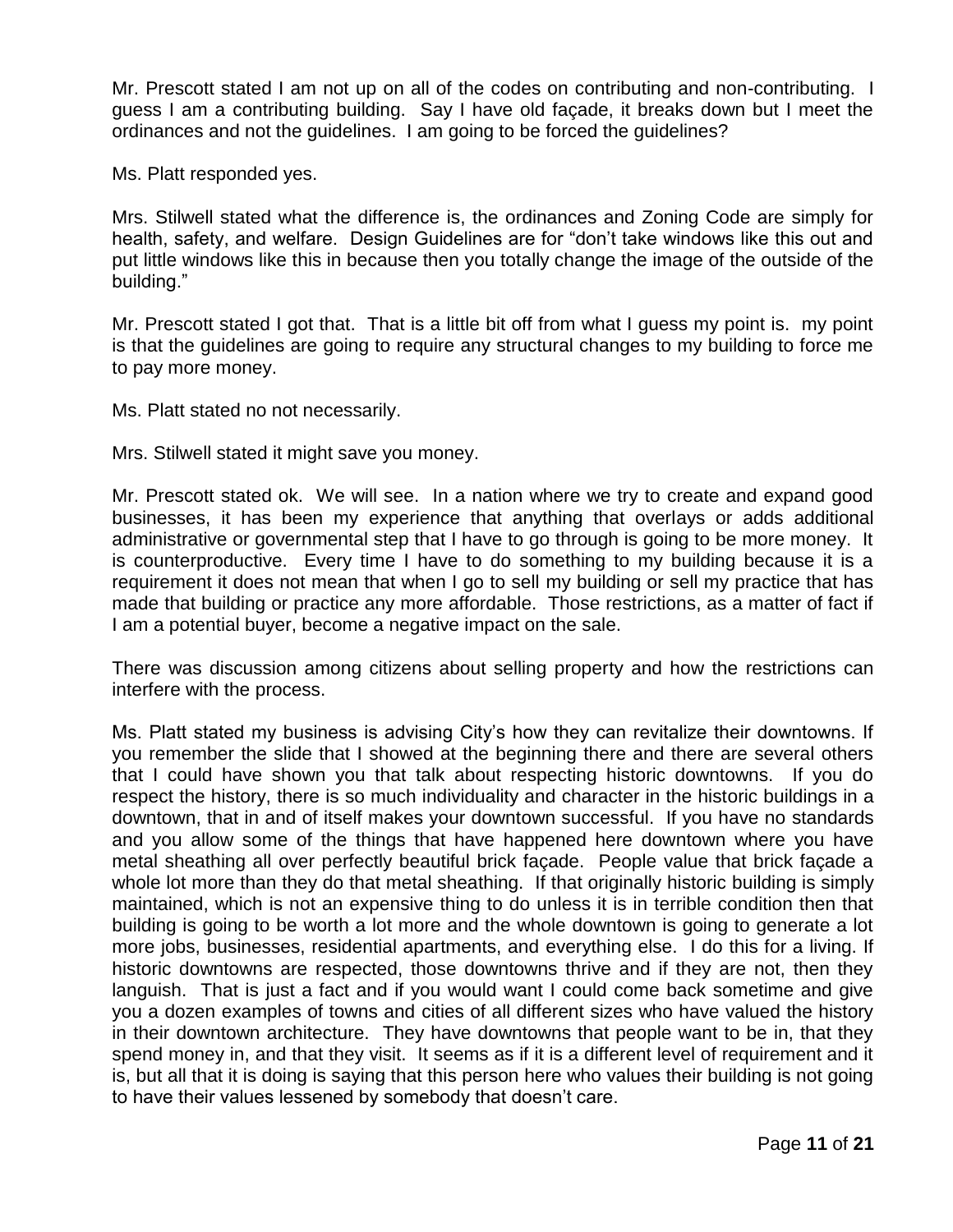Mr. Prescott stated I am not up on all of the codes on contributing and non-contributing. I guess I am a contributing building. Say I have old façade, it breaks down but I meet the ordinances and not the guidelines. I am going to be forced the guidelines?

Ms. Platt responded yes.

Mrs. Stilwell stated what the difference is, the ordinances and Zoning Code are simply for health, safety, and welfare. Design Guidelines are for "don't take windows like this out and put little windows like this in because then you totally change the image of the outside of the building."

Mr. Prescott stated I got that. That is a little bit off from what I guess my point is. my point is that the guidelines are going to require any structural changes to my building to force me to pay more money.

Ms. Platt stated no not necessarily.

Mrs. Stilwell stated it might save you money.

Mr. Prescott stated ok. We will see. In a nation where we try to create and expand good businesses, it has been my experience that anything that overlays or adds additional administrative or governmental step that I have to go through is going to be more money. It is counterproductive. Every time I have to do something to my building because it is a requirement it does not mean that when I go to sell my building or sell my practice that has made that building or practice any more affordable. Those restrictions, as a matter of fact if I am a potential buyer, become a negative impact on the sale.

There was discussion among citizens about selling property and how the restrictions can interfere with the process.

Ms. Platt stated my business is advising City's how they can revitalize their downtowns. If you remember the slide that I showed at the beginning there and there are several others that I could have shown you that talk about respecting historic downtowns. If you do respect the history, there is so much individuality and character in the historic buildings in a downtown, that in and of itself makes your downtown successful. If you have no standards and you allow some of the things that have happened here downtown where you have metal sheathing all over perfectly beautiful brick façade. People value that brick façade a whole lot more than they do that metal sheathing. If that originally historic building is simply maintained, which is not an expensive thing to do unless it is in terrible condition then that building is going to be worth a lot more and the whole downtown is going to generate a lot more jobs, businesses, residential apartments, and everything else. I do this for a living. If historic downtowns are respected, those downtowns thrive and if they are not, then they languish. That is just a fact and if you would want I could come back sometime and give you a dozen examples of towns and cities of all different sizes who have valued the history in their downtown architecture. They have downtowns that people want to be in, that they spend money in, and that they visit. It seems as if it is a different level of requirement and it is, but all that it is doing is saying that this person here who values their building is not going to have their values lessened by somebody that doesn't care.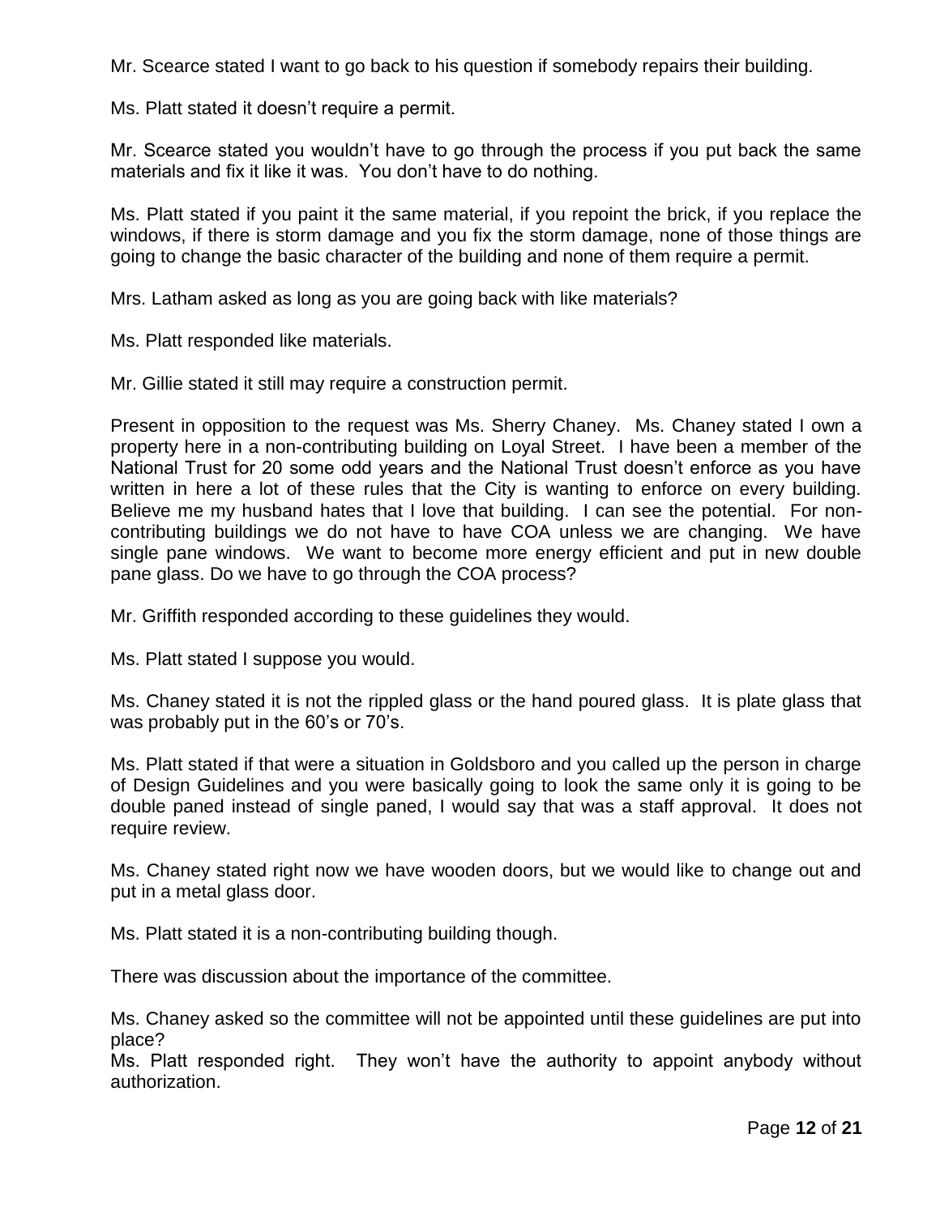Mr. Scearce stated I want to go back to his question if somebody repairs their building.

Ms. Platt stated it doesn't require a permit.

Mr. Scearce stated you wouldn't have to go through the process if you put back the same materials and fix it like it was. You don't have to do nothing.

Ms. Platt stated if you paint it the same material, if you repoint the brick, if you replace the windows, if there is storm damage and you fix the storm damage, none of those things are going to change the basic character of the building and none of them require a permit.

Mrs. Latham asked as long as you are going back with like materials?

Ms. Platt responded like materials.

Mr. Gillie stated it still may require a construction permit.

Present in opposition to the request was Ms. Sherry Chaney. Ms. Chaney stated I own a property here in a non-contributing building on Loyal Street. I have been a member of the National Trust for 20 some odd years and the National Trust doesn't enforce as you have written in here a lot of these rules that the City is wanting to enforce on every building. Believe me my husband hates that I love that building. I can see the potential. For non-contributing buildings we do not have to have COA unless we are changing. We have single pane windows. We want to become more energy efficient and put in new double pane glass. Do we have to go through the COA process?

Mr. Griffith responded according to these guidelines they would.

Ms. Platt stated I suppose you would.

Ms. Chaney stated it is not the rippled glass or the hand poured glass. It is plate glass that was probably put in the 60's or 70's.

Ms. Platt stated if that were a situation in Goldsboro and you called up the person in charge of Design Guidelines and you were basically going to look the same only it is going to be double paned instead of single paned, I would say that was a staff approval. It does not require review.

Ms. Chaney stated right now we have wooden doors, but we would like to change out and put in a metal glass door.

Ms. Platt stated it is a non-contributing building though.

There was discussion about the importance of the committee.

Ms. Chaney asked so the committee will not be appointed until these guidelines are put into place?

Ms. Platt responded right. They won't have the authority to appoint anybody without authorization.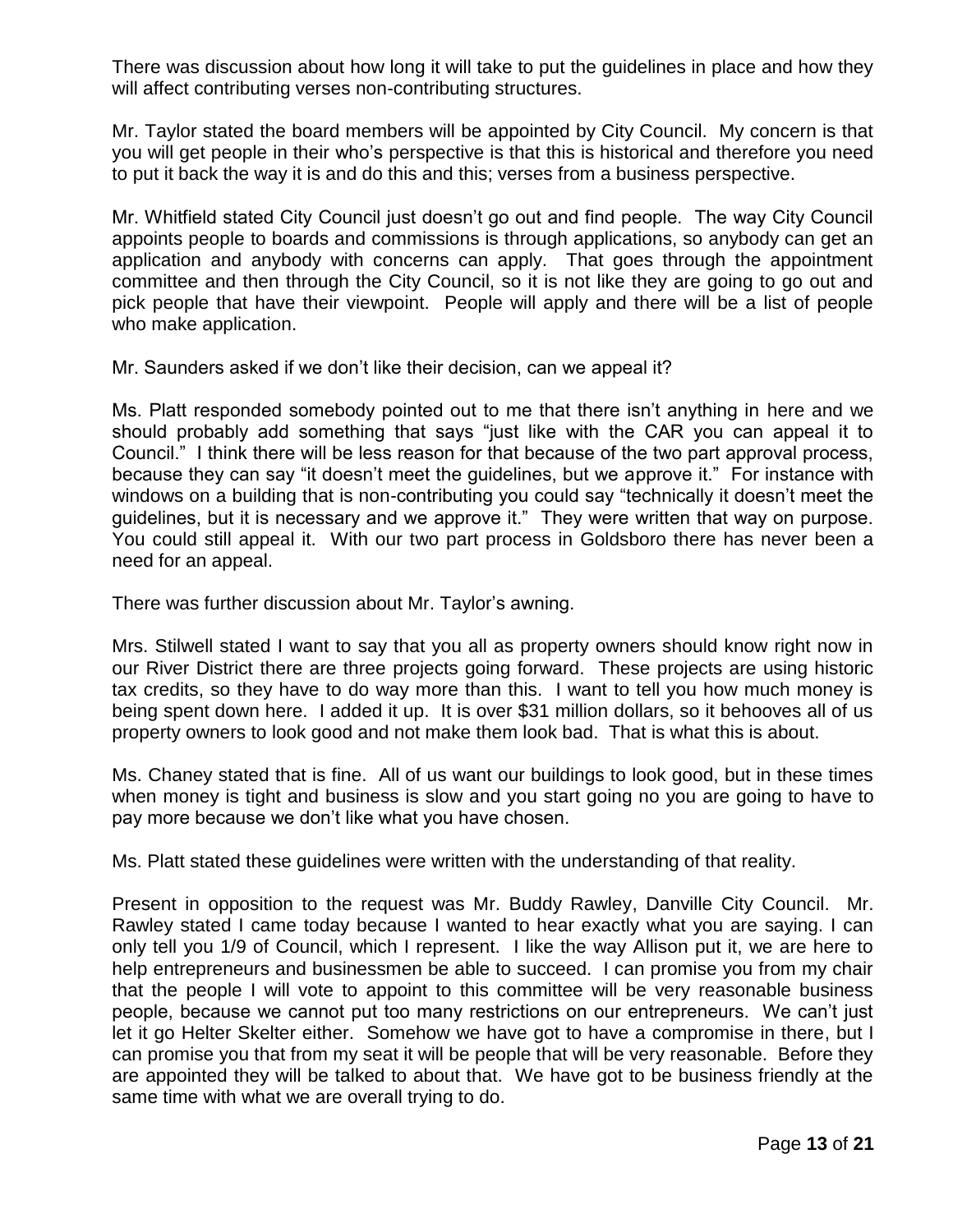There was discussion about how long it will take to put the guidelines in place and how they will affect contributing verses non-contributing structures.

Mr. Taylor stated the board members will be appointed by City Council. My concern is that you will get people in their who's perspective is that this is historical and therefore you need to put it back the way it is and do this and this; verses from a business perspective.

Mr. Whitfield stated City Council just doesn't go out and find people. The way City Council appoints people to boards and commissions is through applications, so anybody can get an application and anybody with concerns can apply. That goes through the appointment committee and then through the City Council, so it is not like they are going to go out and pick people that have their viewpoint. People will apply and there will be a list of people who make application.

Mr. Saunders asked if we don't like their decision, can we appeal it?

Ms. Platt responded somebody pointed out to me that there isn't anything in here and we should probably add something that says "just like with the CAR you can appeal it to Council." I think there will be less reason for that because of the two part approval process, because they can say "it doesn't meet the guidelines, but we approve it." For instance with windows on a building that is non-contributing you could say "technically it doesn't meet the guidelines, but it is necessary and we approve it." They were written that way on purpose. You could still appeal it. With our two part process in Goldsboro there has never been a need for an appeal.

There was further discussion about Mr. Taylor's awning.

Mrs. Stilwell stated I want to say that you all as property owners should know right now in our River District there are three projects going forward. These projects are using historic tax credits, so they have to do way more than this. I want to tell you how much money is being spent down here. I added it up. It is over $31 million dollars, so it behooves all of us property owners to look good and not make them look bad. That is what this is about.

Ms. Chaney stated that is fine. All of us want our buildings to look good, but in these times when money is tight and business is slow and you start going no you are going to have to pay more because we don't like what you have chosen.

Ms. Platt stated these guidelines were written with the understanding of that reality.

Present in opposition to the request was Mr. Buddy Rawley, Danville City Council. Mr. Rawley stated I came today because I wanted to hear exactly what you are saying. I can only tell you 1/9 of Council, which I represent. I like the way Allison put it, we are here to help entrepreneurs and businessmen be able to succeed. I can promise you from my chair that the people I will vote to appoint to this committee will be very reasonable business people, because we cannot put too many restrictions on our entrepreneurs. We can't just let it go Helter Skelter either. Somehow we have got to have a compromise in there, but I can promise you that from my seat it will be people that will be very reasonable. Before they are appointed they will be talked to about that. We have got to be business friendly at the same time with what we are overall trying to do.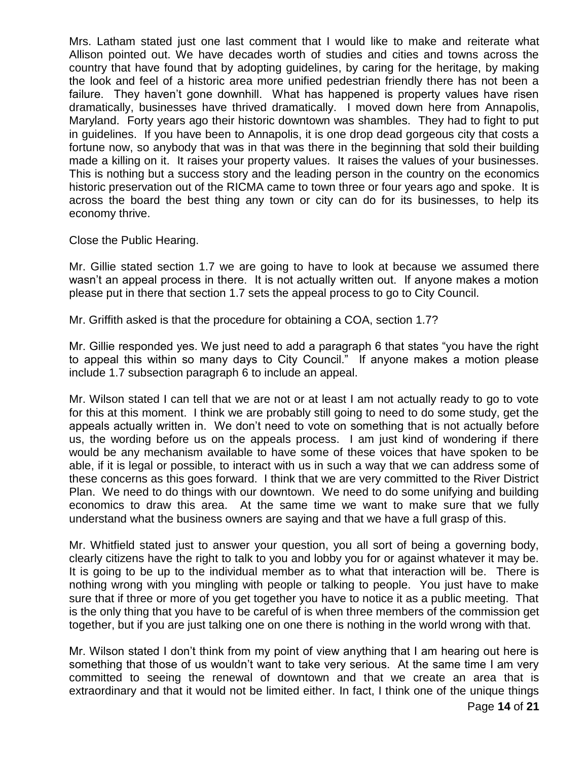Mrs. Latham stated just one last comment that I would like to make and reiterate what Allison pointed out. We have decades worth of studies and cities and towns across the country that have found that by adopting guidelines, by caring for the heritage, by making the look and feel of a historic area more unified pedestrian friendly there has not been a failure. They haven't gone downhill. What has happened is property values have risen dramatically, businesses have thrived dramatically. I moved down here from Annapolis, Maryland. Forty years ago their historic downtown was shambles. They had to fight to put in guidelines. If you have been to Annapolis, it is one drop dead gorgeous city that costs a fortune now, so anybody that was in that was there in the beginning that sold their building made a killing on it. It raises your property values. It raises the values of your businesses. This is nothing but a success story and the leading person in the country on the economics historic preservation out of the RICMA came to town three or four years ago and spoke. It is across the board the best thing any town or city can do for its businesses, to help its economy thrive.

Close the Public Hearing.

Mr. Gillie stated section 1.7 we are going to have to look at because we assumed there wasn't an appeal process in there. It is not actually written out. If anyone makes a motion please put in there that section 1.7 sets the appeal process to go to City Council.

Mr. Griffith asked is that the procedure for obtaining a COA, section 1.7?

Mr. Gillie responded yes. We just need to add a paragraph 6 that states "you have the right to appeal this within so many days to City Council." If anyone makes a motion please include 1.7 subsection paragraph 6 to include an appeal.

Mr. Wilson stated I can tell that we are not or at least I am not actually ready to go to vote for this at this moment. I think we are probably still going to need to do some study, get the appeals actually written in. We don't need to vote on something that is not actually before us, the wording before us on the appeals process. I am just kind of wondering if there would be any mechanism available to have some of these voices that have spoken to be able, if it is legal or possible, to interact with us in such a way that we can address some of these concerns as this goes forward. I think that we are very committed to the River District Plan. We need to do things with our downtown. We need to do some unifying and building economics to draw this area. At the same time we want to make sure that we fully understand what the business owners are saying and that we have a full grasp of this.

Mr. Whitfield stated just to answer your question, you all sort of being a governing body, clearly citizens have the right to talk to you and lobby you for or against whatever it may be. It is going to be up to the individual member as to what that interaction will be. There is nothing wrong with you mingling with people or talking to people. You just have to make sure that if three or more of you get together you have to notice it as a public meeting. That is the only thing that you have to be careful of is when three members of the commission get together, but if you are just talking one on one there is nothing in the world wrong with that.

Mr. Wilson stated I don't think from my point of view anything that I am hearing out here is something that those of us wouldn't want to take very serious. At the same time I am very committed to seeing the renewal of downtown and that we create an area that is extraordinary and that it would not be limited either. In fact, I think one of the unique things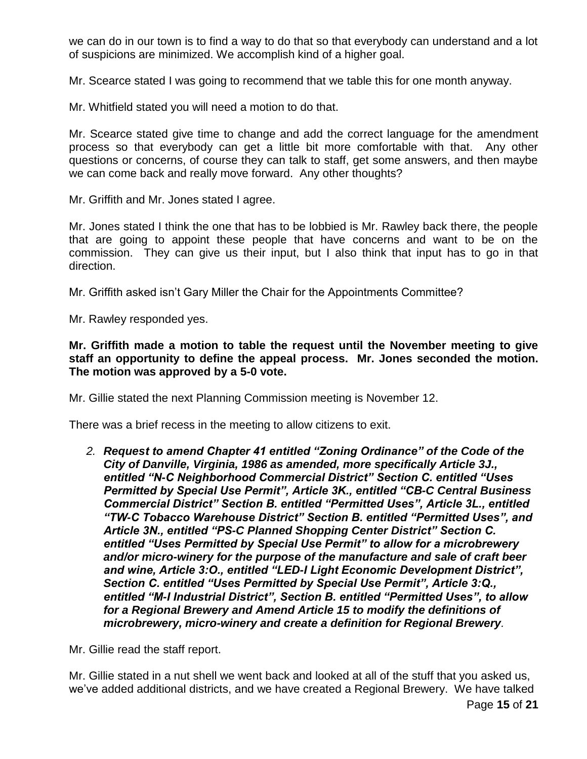we can do in our town is to find a way to do that so that everybody can understand and a lot of suspicions are minimized. We accomplish kind of a higher goal.

Mr. Scearce stated I was going to recommend that we table this for one month anyway.

Mr. Whitfield stated you will need a motion to do that.

Mr. Scearce stated give time to change and add the correct language for the amendment process so that everybody can get a little bit more comfortable with that. Any other questions or concerns, of course they can talk to staff, get some answers, and then maybe we can come back and really move forward. Any other thoughts?

Mr. Griffith and Mr. Jones stated I agree.

Mr. Jones stated I think the one that has to be lobbied is Mr. Rawley back there, the people that are going to appoint these people that have concerns and want to be on the commission. They can give us their input, but I also think that input has to go in that direction.

Mr. Griffith asked isn't Gary Miller the Chair for the Appointments Committee?

Mr. Rawley responded yes.

**Mr. Griffith made a motion to table the request until the November meeting to give staff an opportunity to define the appeal process. Mr. Jones seconded the motion. The motion was approved by a 5-0 vote.**

Mr. Gillie stated the next Planning Commission meeting is November 12.

There was a brief recess in the meeting to allow citizens to exit.

2. ***Request to amend Chapter 41 entitled "Zoning Ordinance" of the Code of the City of Danville, Virginia, 1986 as amended, more specifically Article 3J., entitled "N-C Neighborhood Commercial District" Section C. entitled "Uses Permitted by Special Use Permit", Article 3K., entitled "CB-C Central Business Commercial District" Section B. entitled "Permitted Uses", Article 3L., entitled "TW-C Tobacco Warehouse District" Section B. entitled "Permitted Uses", and Article 3N., entitled "PS-C Planned Shopping Center District" Section C. entitled "Uses Permitted by Special Use Permit" to allow for a microbrewery and/or micro-winery for the purpose of the manufacture and sale of craft beer and wine, Article 3:O., entitled "LED-I Light Economic Development District", Section C. entitled "Uses Permitted by Special Use Permit", Article 3:Q., entitled "M-I Industrial District", Section B. entitled "Permitted Uses", to allow for a Regional Brewery and Amend Article 15 to modify the definitions of microbrewery, micro-winery and create a definition for Regional Brewery*.**

Mr. Gillie read the staff report.

Mr. Gillie stated in a nut shell we went back and looked at all of the stuff that you asked us, we've added additional districts, and we have created a Regional Brewery. We have talked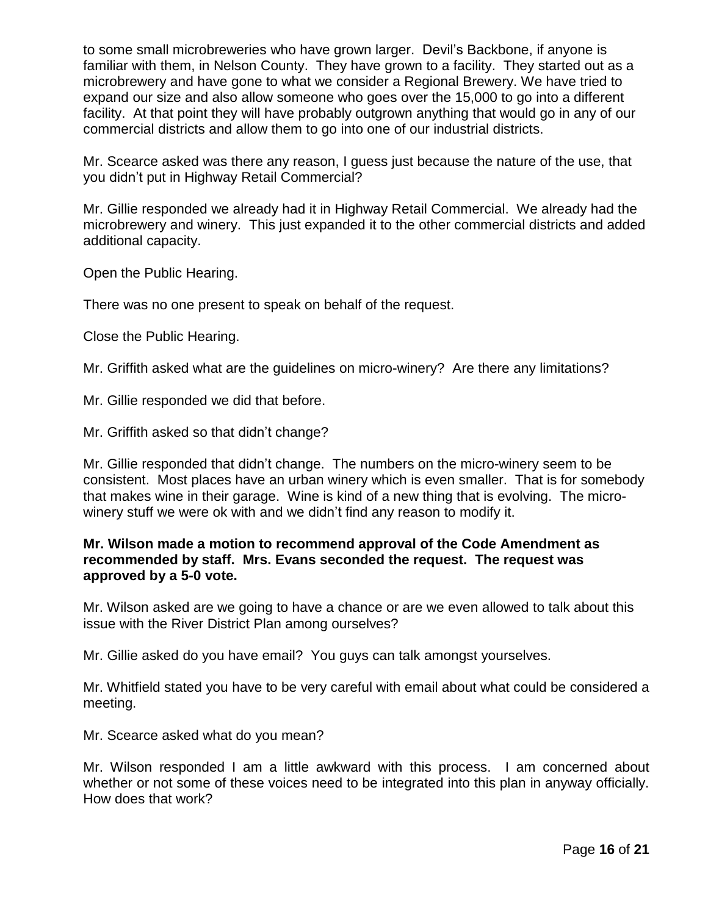to some small microbreweries who have grown larger. Devil's Backbone, if anyone is familiar with them, in Nelson County. They have grown to a facility. They started out as a microbrewery and have gone to what we consider a Regional Brewery. We have tried to expand our size and also allow someone who goes over the 15,000 to go into a different facility. At that point they will have probably outgrown anything that would go in any of our commercial districts and allow them to go into one of our industrial districts.

Mr. Scearce asked was there any reason, I guess just because the nature of the use, that you didn't put in Highway Retail Commercial?

Mr. Gillie responded we already had it in Highway Retail Commercial. We already had the microbrewery and winery. This just expanded it to the other commercial districts and added additional capacity.

Open the Public Hearing.

There was no one present to speak on behalf of the request.

Close the Public Hearing.

Mr. Griffith asked what are the guidelines on micro-winery? Are there any limitations?

Mr. Gillie responded we did that before.

Mr. Griffith asked so that didn't change?

Mr. Gillie responded that didn't change. The numbers on the micro-winery seem to be consistent. Most places have an urban winery which is even smaller. That is for somebody that makes wine in their garage. Wine is kind of a new thing that is evolving. The micro-winery stuff we were ok with and we didn't find any reason to modify it.

**Mr. Wilson made a motion to recommend approval of the Code Amendment as recommended by staff. Mrs. Evans seconded the request. The request was approved by a 5-0 vote.**

Mr. Wilson asked are we going to have a chance or are we even allowed to talk about this issue with the River District Plan among ourselves?

Mr. Gillie asked do you have email? You guys can talk amongst yourselves.

Mr. Whitfield stated you have to be very careful with email about what could be considered a meeting.

Mr. Scearce asked what do you mean?

Mr. Wilson responded I am a little awkward with this process. I am concerned about whether or not some of these voices need to be integrated into this plan in anyway officially. How does that work?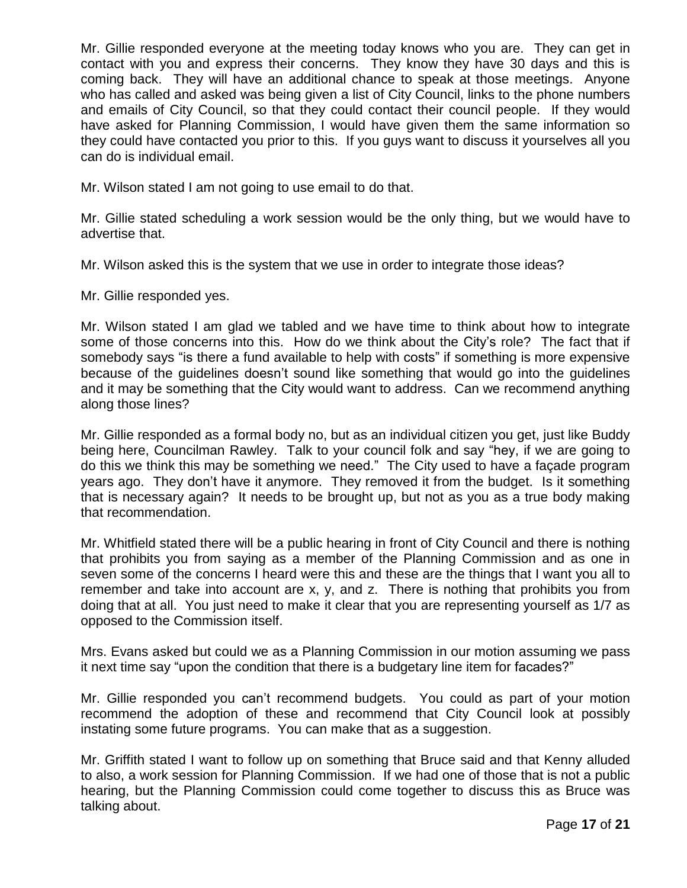Mr. Gillie responded everyone at the meeting today knows who you are. They can get in contact with you and express their concerns. They know they have 30 days and this is coming back. They will have an additional chance to speak at those meetings. Anyone who has called and asked was being given a list of City Council, links to the phone numbers and emails of City Council, so that they could contact their council people. If they would have asked for Planning Commission, I would have given them the same information so they could have contacted you prior to this. If you guys want to discuss it yourselves all you can do is individual email.

Mr. Wilson stated I am not going to use email to do that.

Mr. Gillie stated scheduling a work session would be the only thing, but we would have to advertise that.

Mr. Wilson asked this is the system that we use in order to integrate those ideas?

Mr. Gillie responded yes.

Mr. Wilson stated I am glad we tabled and we have time to think about how to integrate some of those concerns into this. How do we think about the City's role? The fact that if somebody says "is there a fund available to help with costs" if something is more expensive because of the guidelines doesn't sound like something that would go into the guidelines and it may be something that the City would want to address. Can we recommend anything along those lines?

Mr. Gillie responded as a formal body no, but as an individual citizen you get, just like Buddy being here, Councilman Rawley. Talk to your council folk and say "hey, if we are going to do this we think this may be something we need." The City used to have a façade program years ago. They don't have it anymore. They removed it from the budget. Is it something that is necessary again? It needs to be brought up, but not as you as a true body making that recommendation.

Mr. Whitfield stated there will be a public hearing in front of City Council and there is nothing that prohibits you from saying as a member of the Planning Commission and as one in seven some of the concerns I heard were this and these are the things that I want you all to remember and take into account are x, y, and z. There is nothing that prohibits you from doing that at all. You just need to make it clear that you are representing yourself as 1/7 as opposed to the Commission itself.

Mrs. Evans asked but could we as a Planning Commission in our motion assuming we pass it next time say "upon the condition that there is a budgetary line item for facades?"

Mr. Gillie responded you can't recommend budgets. You could as part of your motion recommend the adoption of these and recommend that City Council look at possibly instating some future programs. You can make that as a suggestion.

Mr. Griffith stated I want to follow up on something that Bruce said and that Kenny alluded to also, a work session for Planning Commission. If we had one of those that is not a public hearing, but the Planning Commission could come together to discuss this as Bruce was talking about.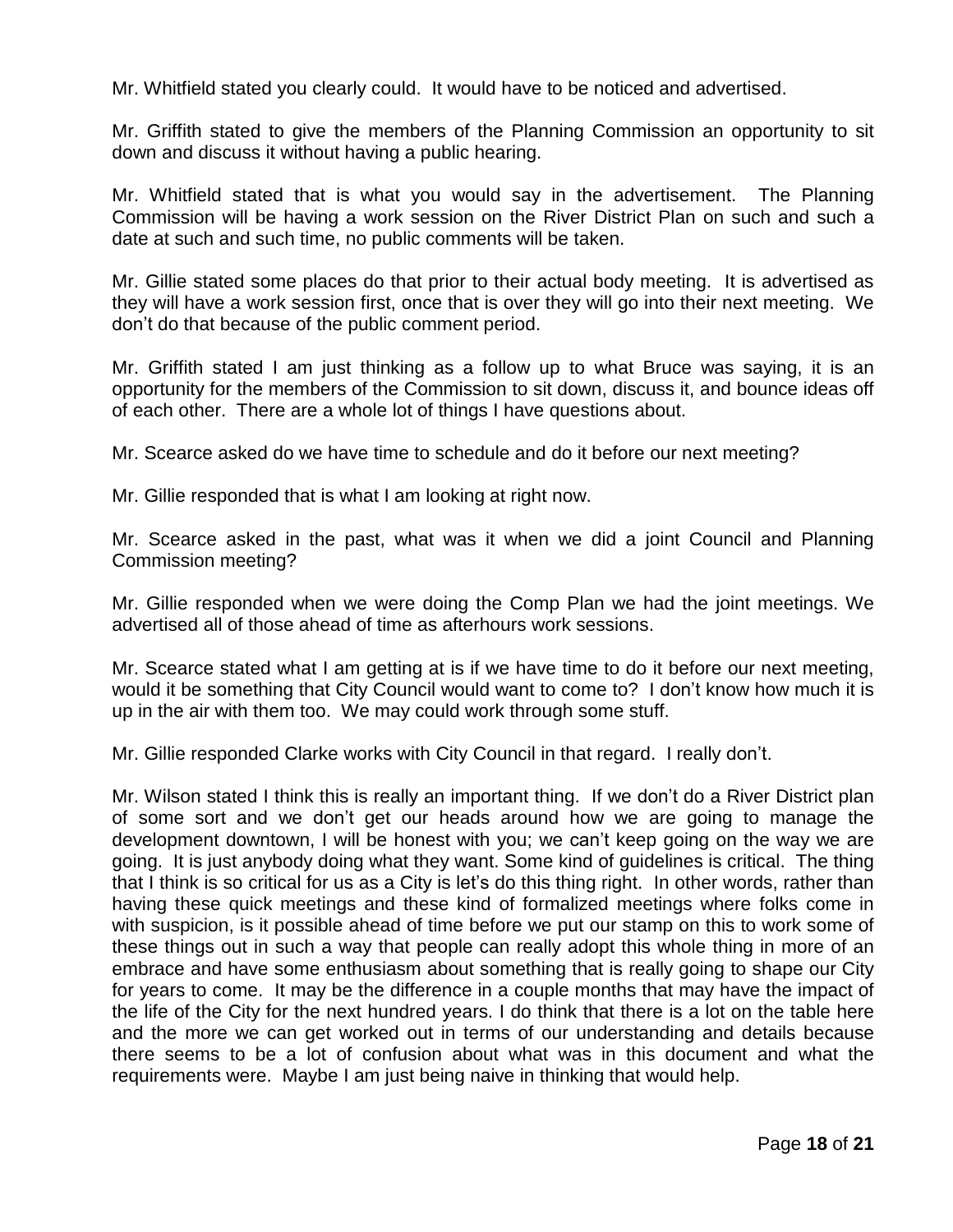Mr. Whitfield stated you clearly could. It would have to be noticed and advertised.

Mr. Griffith stated to give the members of the Planning Commission an opportunity to sit down and discuss it without having a public hearing.

Mr. Whitfield stated that is what you would say in the advertisement. The Planning Commission will be having a work session on the River District Plan on such and such a date at such and such time, no public comments will be taken.

Mr. Gillie stated some places do that prior to their actual body meeting. It is advertised as they will have a work session first, once that is over they will go into their next meeting. We don't do that because of the public comment period.

Mr. Griffith stated I am just thinking as a follow up to what Bruce was saying, it is an opportunity for the members of the Commission to sit down, discuss it, and bounce ideas off of each other. There are a whole lot of things I have questions about.

Mr. Scearce asked do we have time to schedule and do it before our next meeting?

Mr. Gillie responded that is what I am looking at right now.

Mr. Scearce asked in the past, what was it when we did a joint Council and Planning Commission meeting?

Mr. Gillie responded when we were doing the Comp Plan we had the joint meetings. We advertised all of those ahead of time as afterhours work sessions.

Mr. Scearce stated what I am getting at is if we have time to do it before our next meeting, would it be something that City Council would want to come to? I don't know how much it is up in the air with them too. We may could work through some stuff.

Mr. Gillie responded Clarke works with City Council in that regard. I really don't.

Mr. Wilson stated I think this is really an important thing. If we don't do a River District plan of some sort and we don't get our heads around how we are going to manage the development downtown, I will be honest with you; we can't keep going on the way we are going. It is just anybody doing what they want. Some kind of guidelines is critical. The thing that I think is so critical for us as a City is let's do this thing right. In other words, rather than having these quick meetings and these kind of formalized meetings where folks come in with suspicion, is it possible ahead of time before we put our stamp on this to work some of these things out in such a way that people can really adopt this whole thing in more of an embrace and have some enthusiasm about something that is really going to shape our City for years to come. It may be the difference in a couple months that may have the impact of the life of the City for the next hundred years. I do think that there is a lot on the table here and the more we can get worked out in terms of our understanding and details because there seems to be a lot of confusion about what was in this document and what the requirements were. Maybe I am just being naive in thinking that would help.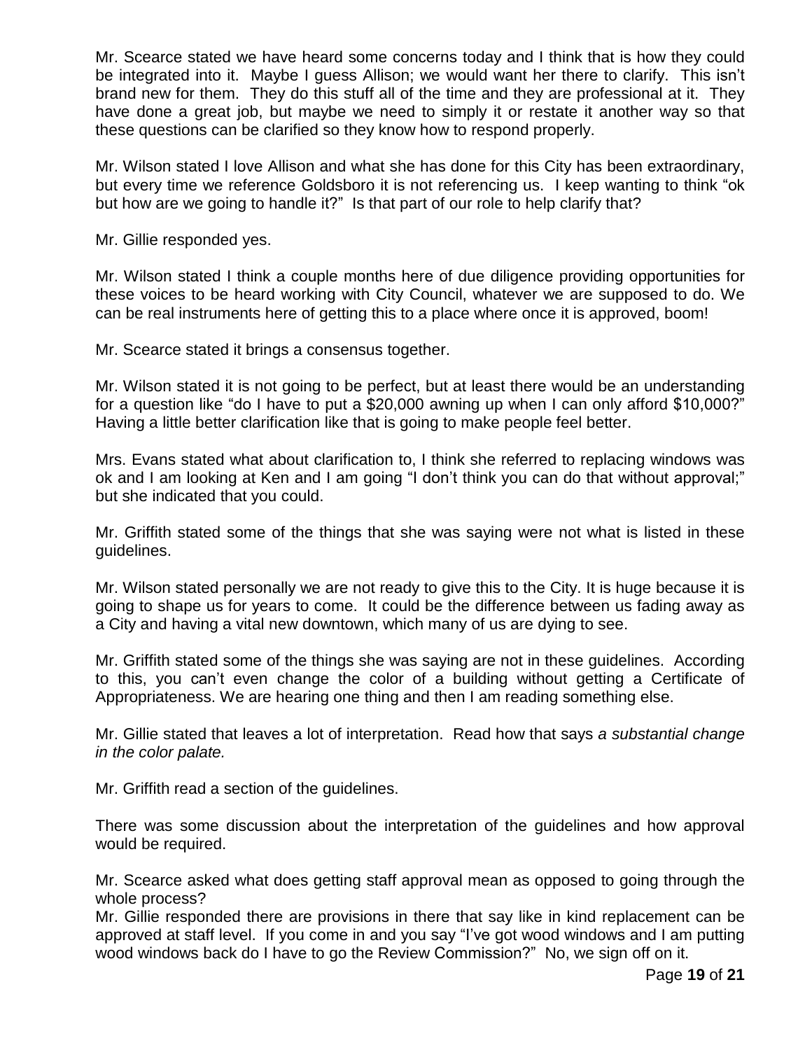Mr. Scearce stated we have heard some concerns today and I think that is how they could be integrated into it. Maybe I guess Allison; we would want her there to clarify. This isn't brand new for them. They do this stuff all of the time and they are professional at it. They have done a great job, but maybe we need to simply it or restate it another way so that these questions can be clarified so they know how to respond properly.

Mr. Wilson stated I love Allison and what she has done for this City has been extraordinary, but every time we reference Goldsboro it is not referencing us. I keep wanting to think "ok but how are we going to handle it?" Is that part of our role to help clarify that?

Mr. Gillie responded yes.

Mr. Wilson stated I think a couple months here of due diligence providing opportunities for these voices to be heard working with City Council, whatever we are supposed to do. We can be real instruments here of getting this to a place where once it is approved, boom!

Mr. Scearce stated it brings a consensus together.

Mr. Wilson stated it is not going to be perfect, but at least there would be an understanding for a question like "do I have to put a $20,000 awning up when I can only afford $10,000?" Having a little better clarification like that is going to make people feel better.

Mrs. Evans stated what about clarification to, I think she referred to replacing windows was ok and I am looking at Ken and I am going "I don't think you can do that without approval;" but she indicated that you could.

Mr. Griffith stated some of the things that she was saying were not what is listed in these guidelines.

Mr. Wilson stated personally we are not ready to give this to the City. It is huge because it is going to shape us for years to come. It could be the difference between us fading away as a City and having a vital new downtown, which many of us are dying to see.

Mr. Griffith stated some of the things she was saying are not in these guidelines. According to this, you can't even change the color of a building without getting a Certificate of Appropriateness. We are hearing one thing and then I am reading something else.

Mr. Gillie stated that leaves a lot of interpretation. Read how that says *a substantial change in the color palate.*

Mr. Griffith read a section of the guidelines.

There was some discussion about the interpretation of the guidelines and how approval would be required.

Mr. Scearce asked what does getting staff approval mean as opposed to going through the whole process?

Mr. Gillie responded there are provisions in there that say like in kind replacement can be approved at staff level. If you come in and you say "I've got wood windows and I am putting wood windows back do I have to go the Review Commission?" No, we sign off on it.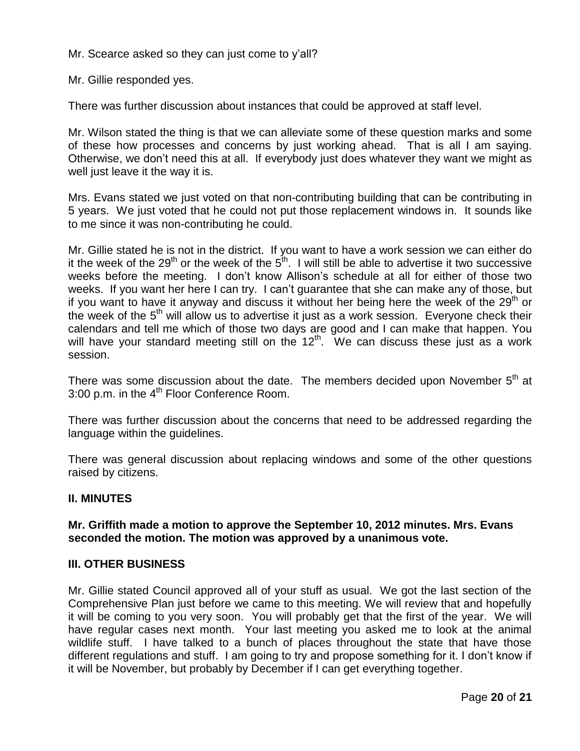Mr. Scearce asked so they can just come to y'all?

Mr. Gillie responded yes.

There was further discussion about instances that could be approved at staff level.

Mr. Wilson stated the thing is that we can alleviate some of these question marks and some of these how processes and concerns by just working ahead. That is all I am saying. Otherwise, we don't need this at all. If everybody just does whatever they want we might as well just leave it the way it is.

Mrs. Evans stated we just voted on that non-contributing building that can be contributing in 5 years. We just voted that he could not put those replacement windows in. It sounds like to me since it was non-contributing he could.

Mr. Gillie stated he is not in the district. If you want to have a work session we can either do it the week of the 29th or the week of the 5th. I will still be able to advertise it two successive weeks before the meeting. I don't know Allison's schedule at all for either of those two weeks. If you want her here I can try. I can't guarantee that she can make any of those, but if you want to have it anyway and discuss it without her being here the week of the 29th or the week of the 5th will allow us to advertise it just as a work session. Everyone check their calendars and tell me which of those two days are good and I can make that happen. You will have your standard meeting still on the 12th. We can discuss these just as a work session.

There was some discussion about the date. The members decided upon November 5th at 3:00 p.m. in the 4th Floor Conference Room.

There was further discussion about the concerns that need to be addressed regarding the language within the guidelines.

There was general discussion about replacing windows and some of the other questions raised by citizens.

## II. MINUTES

**Mr. Griffith made a motion to approve the September 10, 2012 minutes. Mrs. Evans seconded the motion. The motion was approved by a unanimous vote.**

## III. OTHER BUSINESS

Mr. Gillie stated Council approved all of your stuff as usual. We got the last section of the Comprehensive Plan just before we came to this meeting. We will review that and hopefully it will be coming to you very soon. You will probably get that the first of the year. We will have regular cases next month. Your last meeting you asked me to look at the animal wildlife stuff. I have talked to a bunch of places throughout the state that have those different regulations and stuff. I am going to try and propose something for it. I don't know if it will be November, but probably by December if I can get everything together.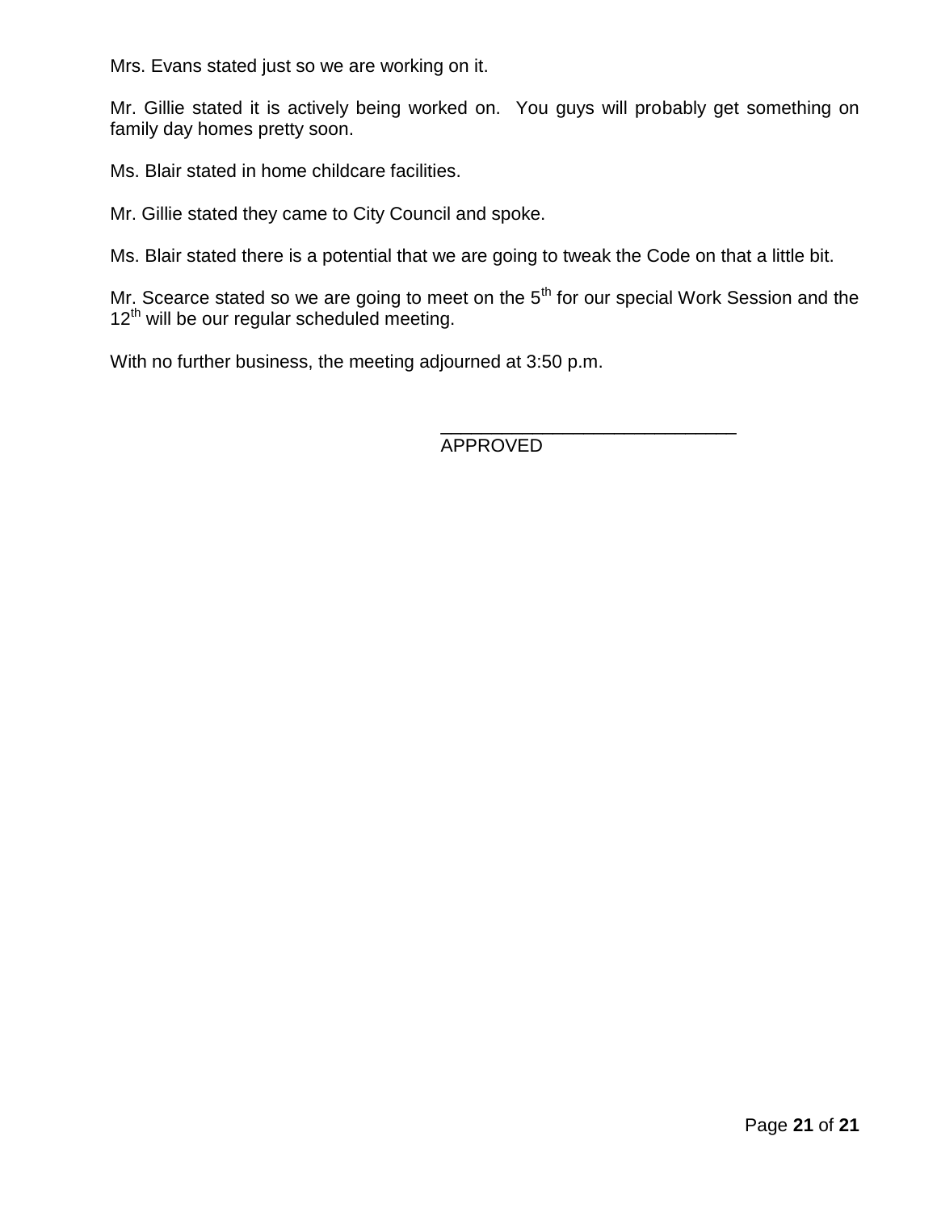Mrs. Evans stated just so we are working on it.

Mr. Gillie stated it is actively being worked on. You guys will probably get something on family day homes pretty soon.

Ms. Blair stated in home childcare facilities.

Mr. Gillie stated they came to City Council and spoke.

Ms. Blair stated there is a potential that we are going to tweak the Code on that a little bit.

Mr. Scearce stated so we are going to meet on the 5th for our special Work Session and the 12th will be our regular scheduled meeting.

With no further business, the meeting adjourned at 3:50 p.m.

\_\_\_\_\_\_\_\_\_\_\_\_\_\_\_\_\_\_\_\_\_\_\_\_\_\_\_\_\_\_

APPROVED